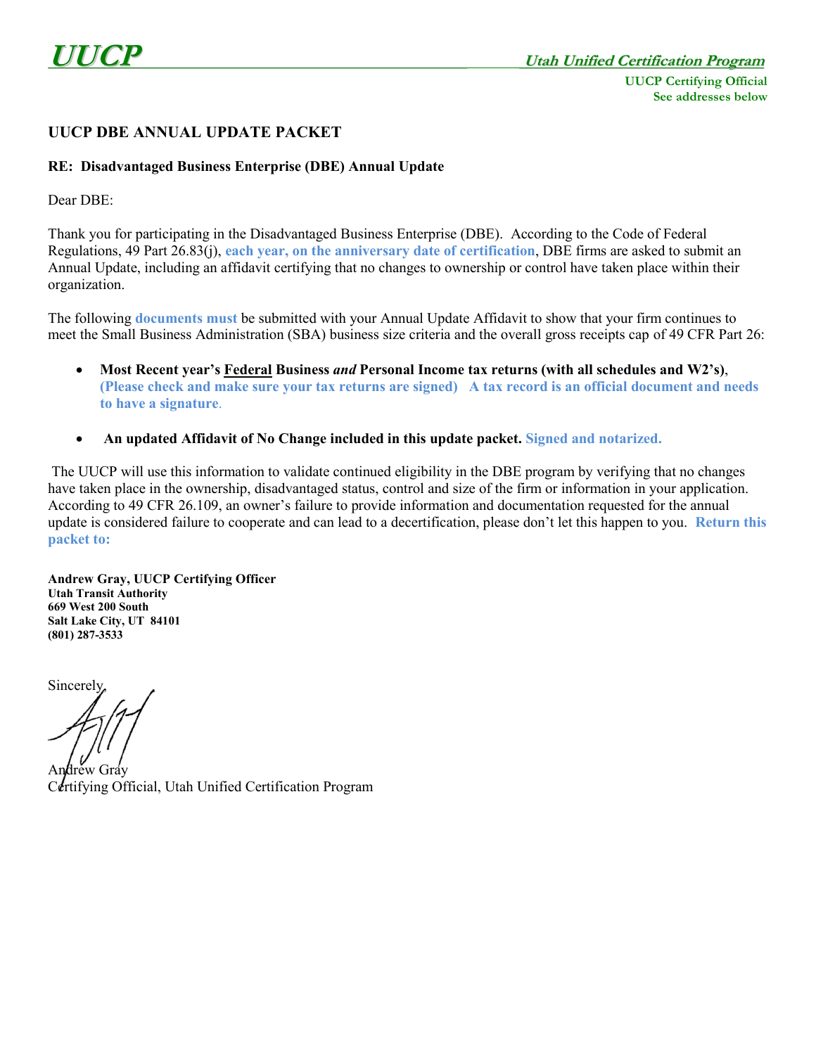**UUCP** **Utah Unified Certification Program**

**UUCP Certifying Official**
**See addresses below**

## UUCP DBE ANNUAL UPDATE PACKET

**RE: Disadvantaged Business Enterprise (DBE) Annual Update**

Dear DBE:

Thank you for participating in the Disadvantaged Business Enterprise (DBE). According to the Code of Federal Regulations, 49 Part 26.83(j), **each year, on the anniversary date of certification**, DBE firms are asked to submit an Annual Update, including an affidavit certifying that no changes to ownership or control have taken place within their organization.

The following **documents must** be submitted with your Annual Update Affidavit to show that your firm continues to meet the Small Business Administration (SBA) business size criteria and the overall gross receipts cap of 49 CFR Part 26:

- **Most Recent year's Federal Business *and* Personal Income tax returns (with all schedules and W2's)**, **(Please check and make sure your tax returns are signed) A tax record is an official document and needs to have a signature**.
- **An updated Affidavit of No Change included in this update packet. Signed and notarized.**

The UUCP will use this information to validate continued eligibility in the DBE program by verifying that no changes have taken place in the ownership, disadvantaged status, control and size of the firm or information in your application. According to 49 CFR 26.109, an owner's failure to provide information and documentation requested for the annual update is considered failure to cooperate and can lead to a decertification, please don't let this happen to you. **Return this packet to:**

**Andrew Gray, UUCP Certifying Officer**
**Utah Transit Authority**
**669 West 200 South**
**Salt Lake City, UT 84101**
**(801) 287-3533**

Sincerely,

Andrew Gray
Certifying Official, Utah Unified Certification Program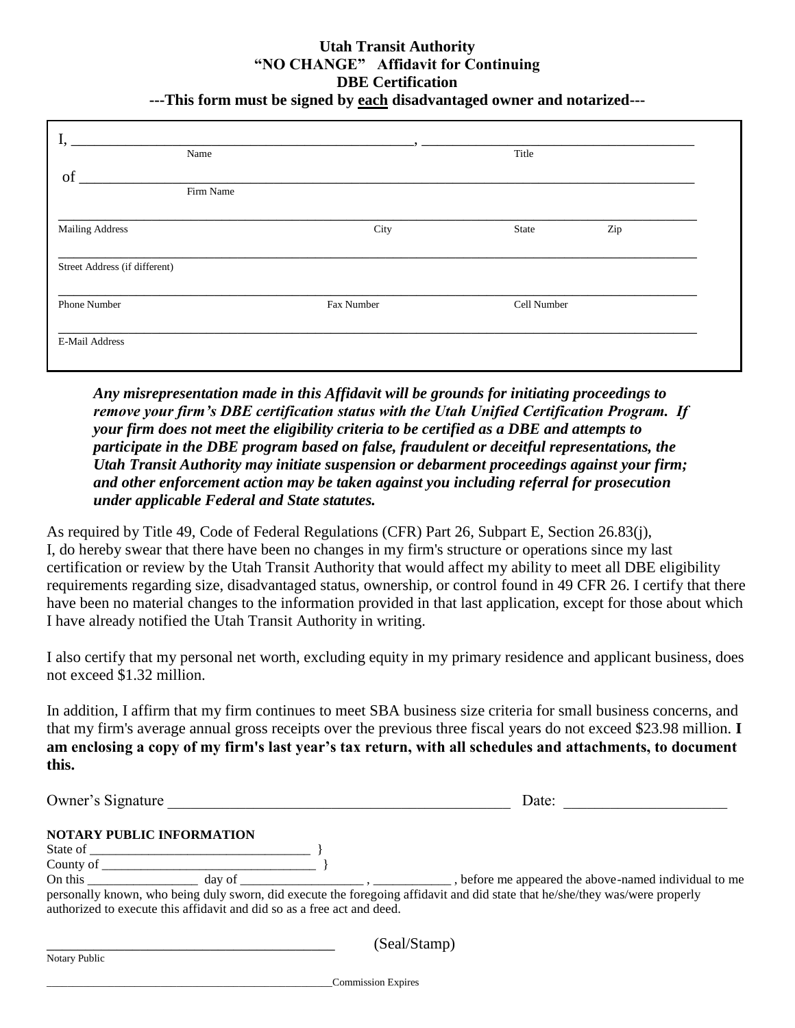**Utah Transit Authority**
**"NO CHANGE" Affidavit for Continuing**
**DBE Certification**
**---This form must be signed by each disadvantaged owner and notarized---**

I, ______________________________, ______________________________
Name | Title

of ____________________________________________________________
Firm Name

____________________________________________________________
Mailing Address | City | State | Zip

____________________________________________________________
Street Address (if different)

____________________________________________________________
Phone Number | Fax Number | Cell Number

____________________________________________________________
E-Mail Address

***Any misrepresentation made in this Affidavit will be grounds for initiating proceedings to remove your firm's DBE certification status with the Utah Unified Certification Program. If your firm does not meet the eligibility criteria to be certified as a DBE and attempts to participate in the DBE program based on false, fraudulent or deceitful representations, the Utah Transit Authority may initiate suspension or debarment proceedings against your firm; and other enforcement action may be taken against you including referral for prosecution under applicable Federal and State statutes.***

As required by Title 49, Code of Federal Regulations (CFR) Part 26, Subpart E, Section 26.83(j), I, do hereby swear that there have been no changes in my firm's structure or operations since my last certification or review by the Utah Transit Authority that would affect my ability to meet all DBE eligibility requirements regarding size, disadvantaged status, ownership, or control found in 49 CFR 26. I certify that there have been no material changes to the information provided in that last application, except for those about which I have already notified the Utah Transit Authority in writing.

I also certify that my personal net worth, excluding equity in my primary residence and applicant business, does not exceed $1.32 million.

In addition, I affirm that my firm continues to meet SBA business size criteria for small business concerns, and that my firm's average annual gross receipts over the previous three fiscal years do not exceed $23.98 million. **I am enclosing a copy of my firm's last year's tax return, with all schedules and attachments, to document this.**

Owner's Signature ______________________________ Date: ____________________

**NOTARY PUBLIC INFORMATION**

State of ______________________________ }
County of ______________________________ }

On this ______________ day of ________________ , __________ , before me appeared the above-named individual to me personally known, who being duly sworn, did execute the foregoing affidavit and did state that he/she/they was/were properly authorized to execute this affidavit and did so as a free act and deed.

______________________________ (Seal/Stamp)
Notary Public

______________________________Commission Expires